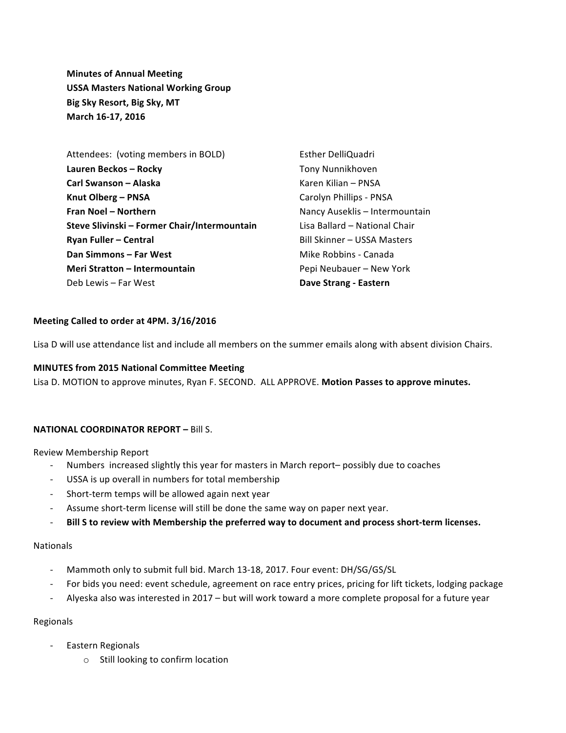**Minutes of Annual Meeting**
**USSA Masters National Working Group**
**Big Sky Resort, Big Sky, MT**
**March 16-17, 2016**

Attendees: (voting members in BOLD)

**Lauren Beckos – Rocky**
**Carl Swanson – Alaska**
**Knut Olberg – PNSA**
**Fran Noel – Northern**
**Steve Slivinski – Former Chair/Intermountain**
**Ryan Fuller – Central**
**Dan Simmons – Far West**
**Meri Stratton – Intermountain**
Deb Lewis – Far West
Esther DelliQuadri
Tony Nunnikhoven
Karen Kilian – PNSA
Carolyn Phillips - PNSA
Nancy Auseklis – Intermountain
Lisa Ballard – National Chair
Bill Skinner – USSA Masters
Mike Robbins - Canada
Pepi Neubauer – New York
**Dave Strang - Eastern**

**Meeting Called to order at 4PM. 3/16/2016**

Lisa D will use attendance list and include all members on the summer emails along with absent division Chairs.

**MINUTES from 2015 National Committee Meeting**

Lisa D. MOTION to approve minutes, Ryan F. SECOND. ALL APPROVE. **Motion Passes to approve minutes.**

**NATIONAL COORDINATOR REPORT –** Bill S.

Review Membership Report

- Numbers increased slightly this year for masters in March report– possibly due to coaches
- USSA is up overall in numbers for total membership
- Short-term temps will be allowed again next year
- Assume short-term license will still be done the same way on paper next year.
- **Bill S to review with Membership the preferred way to document and process short-term licenses.**

Nationals

- Mammoth only to submit full bid. March 13-18, 2017. Four event: DH/SG/GS/SL
- For bids you need: event schedule, agreement on race entry prices, pricing for lift tickets, lodging package
- Alyeska also was interested in 2017 – but will work toward a more complete proposal for a future year

Regionals

- Eastern Regionals
    - Still looking to confirm location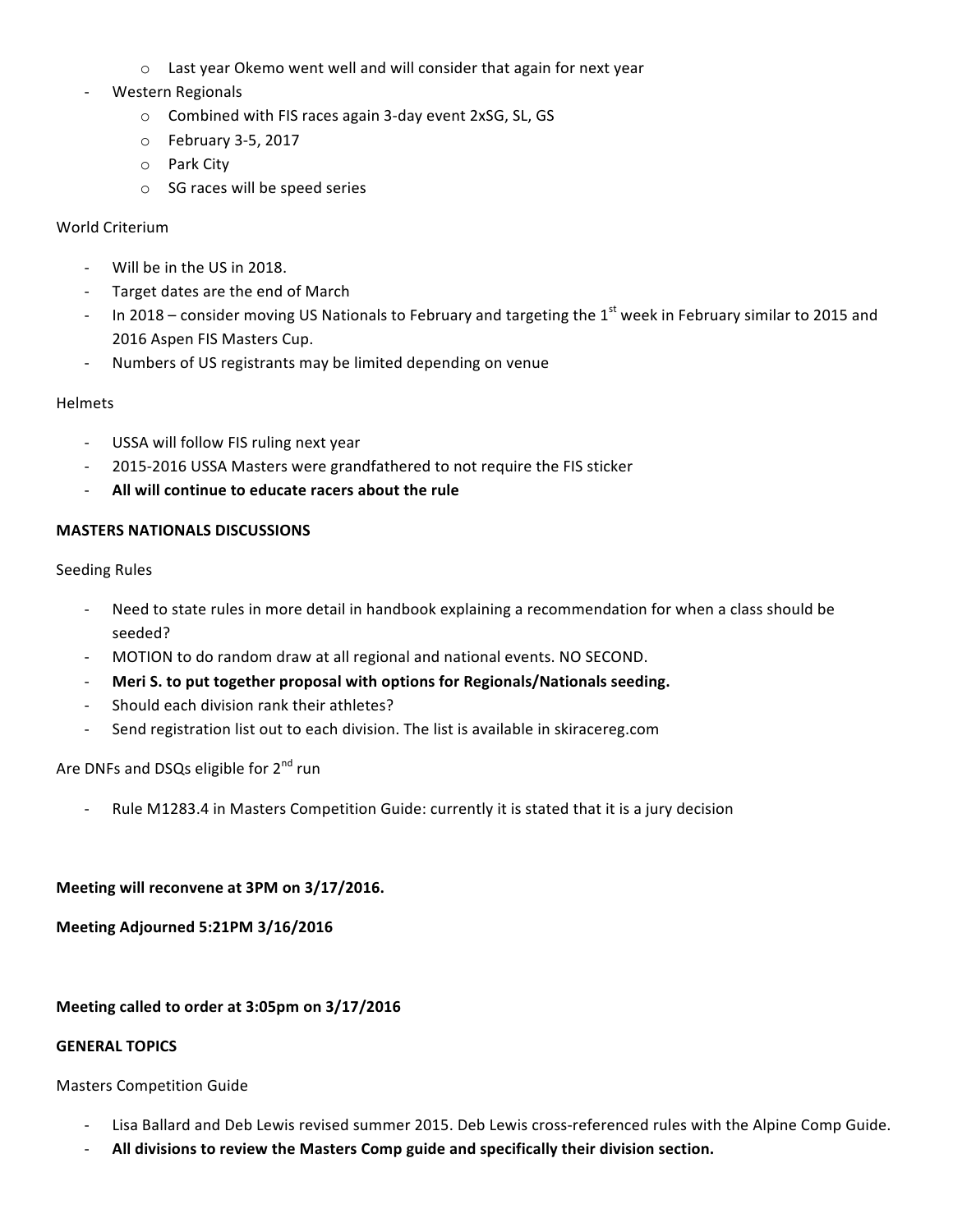- Last year Okemo went well and will consider that again for next year
- Western Regionals
    - Combined with FIS races again 3-day event 2xSG, SL, GS
    - February 3-5, 2017
    - Park City
    - SG races will be speed series

World Criterium

- Will be in the US in 2018.
- Target dates are the end of March
- In 2018 – consider moving US Nationals to February and targeting the 1st week in February similar to 2015 and 2016 Aspen FIS Masters Cup.
- Numbers of US registrants may be limited depending on venue

Helmets

- USSA will follow FIS ruling next year
- 2015-2016 USSA Masters were grandfathered to not require the FIS sticker
- **All will continue to educate racers about the rule**

**MASTERS NATIONALS DISCUSSIONS**

Seeding Rules

- Need to state rules in more detail in handbook explaining a recommendation for when a class should be seeded?
- MOTION to do random draw at all regional and national events. NO SECOND.
- **Meri S. to put together proposal with options for Regionals/Nationals seeding.**
- Should each division rank their athletes?
- Send registration list out to each division. The list is available in skiracereg.com

Are DNFs and DSQs eligible for 2nd run

- Rule M1283.4 in Masters Competition Guide: currently it is stated that it is a jury decision

**Meeting will reconvene at 3PM on 3/17/2016.**

**Meeting Adjourned 5:21PM 3/16/2016**

**Meeting called to order at 3:05pm on 3/17/2016**

**GENERAL TOPICS**

Masters Competition Guide

- Lisa Ballard and Deb Lewis revised summer 2015. Deb Lewis cross-referenced rules with the Alpine Comp Guide.
- **All divisions to review the Masters Comp guide and specifically their division section.**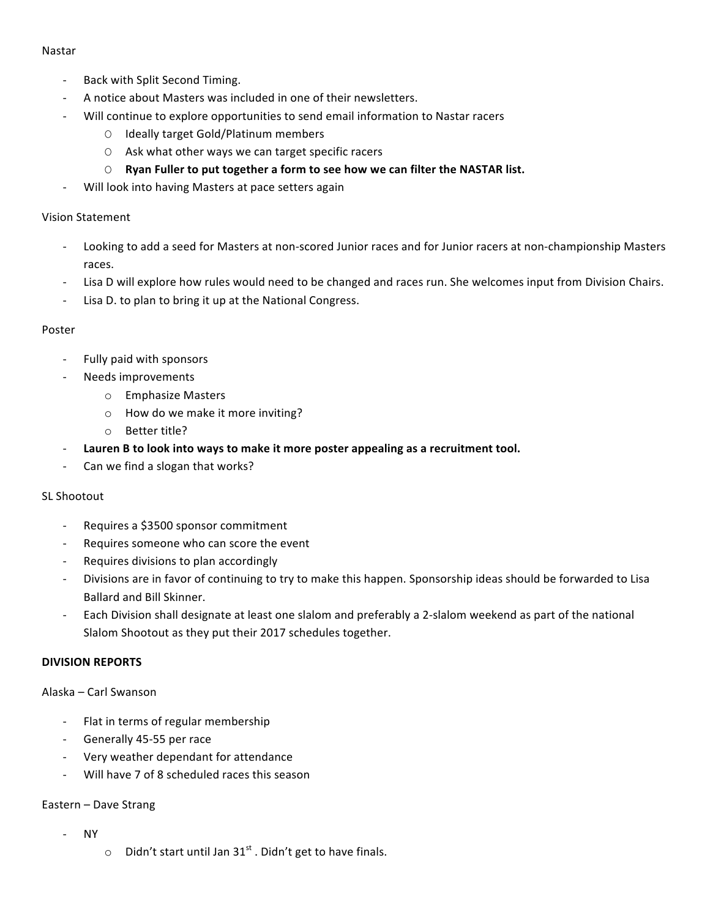Nastar

- Back with Split Second Timing.
- A notice about Masters was included in one of their newsletters.
- Will continue to explore opportunities to send email information to Nastar racers
  - Ideally target Gold/Platinum members
  - Ask what other ways we can target specific racers
  - **Ryan Fuller to put together a form to see how we can filter the NASTAR list.**
- Will look into having Masters at pace setters again

Vision Statement

- Looking to add a seed for Masters at non-scored Junior races and for Junior racers at non-championship Masters races.
- Lisa D will explore how rules would need to be changed and races run. She welcomes input from Division Chairs.
- Lisa D. to plan to bring it up at the National Congress.

Poster

- Fully paid with sponsors
- Needs improvements
  - Emphasize Masters
  - How do we make it more inviting?
  - Better title?
- **Lauren B to look into ways to make it more poster appealing as a recruitment tool.**
- Can we find a slogan that works?

SL Shootout

- Requires a $3500 sponsor commitment
- Requires someone who can score the event
- Requires divisions to plan accordingly
- Divisions are in favor of continuing to try to make this happen. Sponsorship ideas should be forwarded to Lisa Ballard and Bill Skinner.
- Each Division shall designate at least one slalom and preferably a 2-slalom weekend as part of the national Slalom Shootout as they put their 2017 schedules together.

**DIVISION REPORTS**

Alaska – Carl Swanson

- Flat in terms of regular membership
- Generally 45-55 per race
- Very weather dependant for attendance
- Will have 7 of 8 scheduled races this season

Eastern – Dave Strang

- NY
  - Didn't start until Jan 31st . Didn't get to have finals.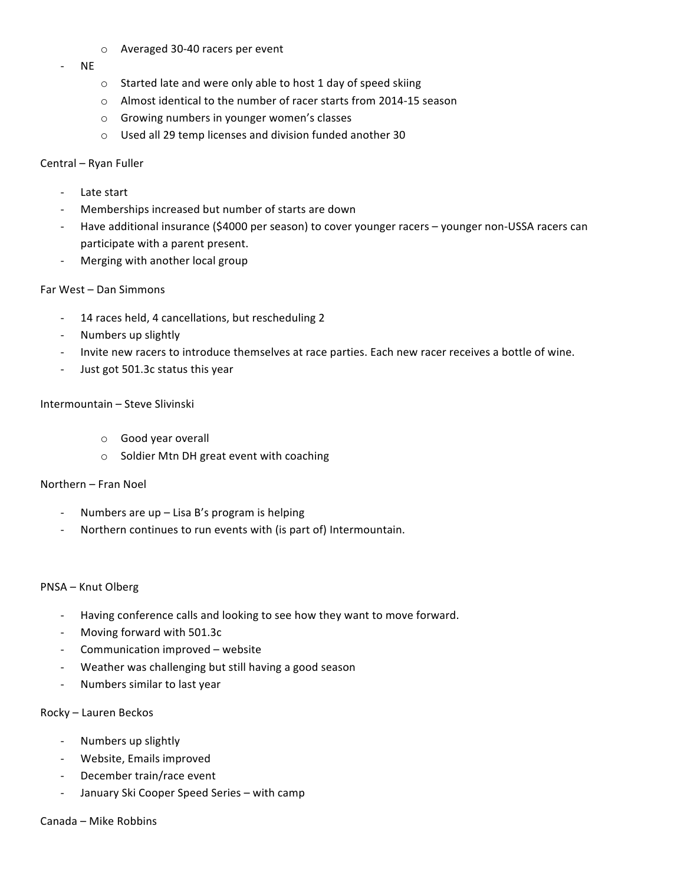- Averaged 30-40 racers per event
- NE
  - Started late and were only able to host 1 day of speed skiing
  - Almost identical to the number of racer starts from 2014-15 season
  - Growing numbers in younger women's classes
  - Used all 29 temp licenses and division funded another 30

Central – Ryan Fuller

- Late start
- Memberships increased but number of starts are down
- Have additional insurance ($4000 per season) to cover younger racers – younger non-USSA racers can participate with a parent present.
- Merging with another local group

Far West – Dan Simmons

- 14 races held, 4 cancellations, but rescheduling 2
- Numbers up slightly
- Invite new racers to introduce themselves at race parties. Each new racer receives a bottle of wine.
- Just got 501.3c status this year

Intermountain – Steve Slivinski

  - Good year overall
  - Soldier Mtn DH great event with coaching

Northern – Fran Noel

- Numbers are up – Lisa B's program is helping
- Northern continues to run events with (is part of) Intermountain.

PNSA – Knut Olberg

- Having conference calls and looking to see how they want to move forward.
- Moving forward with 501.3c
- Communication improved – website
- Weather was challenging but still having a good season
- Numbers similar to last year

Rocky – Lauren Beckos

- Numbers up slightly
- Website, Emails improved
- December train/race event
- January Ski Cooper Speed Series – with camp

Canada – Mike Robbins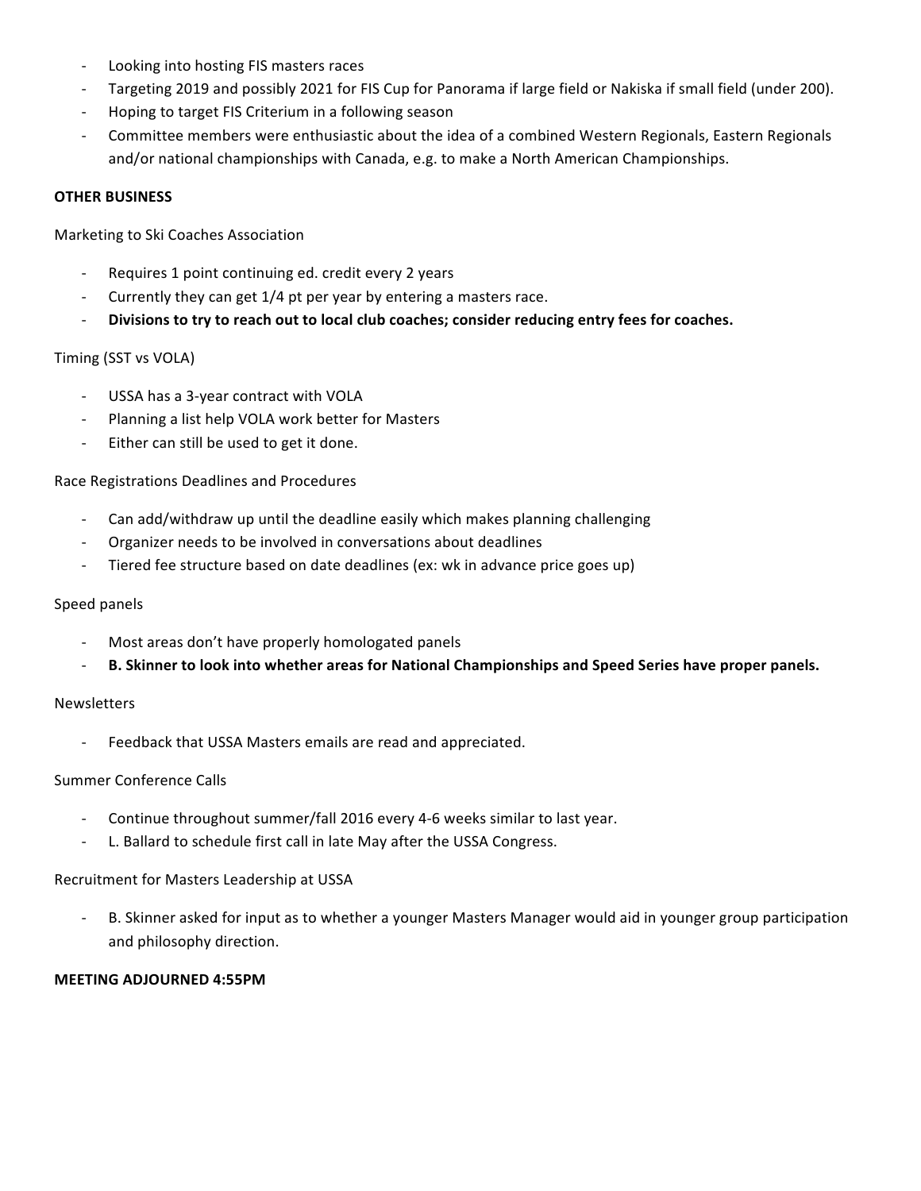- Looking into hosting FIS masters races
- Targeting 2019 and possibly 2021 for FIS Cup for Panorama if large field or Nakiska if small field (under 200).
- Hoping to target FIS Criterium in a following season
- Committee members were enthusiastic about the idea of a combined Western Regionals, Eastern Regionals and/or national championships with Canada, e.g. to make a North American Championships.

**OTHER BUSINESS**

Marketing to Ski Coaches Association

- Requires 1 point continuing ed. credit every 2 years
- Currently they can get 1/4 pt per year by entering a masters race.
- **Divisions to try to reach out to local club coaches; consider reducing entry fees for coaches.**

Timing (SST vs VOLA)

- USSA has a 3-year contract with VOLA
- Planning a list help VOLA work better for Masters
- Either can still be used to get it done.

Race Registrations Deadlines and Procedures

- Can add/withdraw up until the deadline easily which makes planning challenging
- Organizer needs to be involved in conversations about deadlines
- Tiered fee structure based on date deadlines (ex: wk in advance price goes up)

Speed panels

- Most areas don't have properly homologated panels
- **B. Skinner to look into whether areas for National Championships and Speed Series have proper panels.**

Newsletters

- Feedback that USSA Masters emails are read and appreciated.

Summer Conference Calls

- Continue throughout summer/fall 2016 every 4-6 weeks similar to last year.
- L. Ballard to schedule first call in late May after the USSA Congress.

Recruitment for Masters Leadership at USSA

- B. Skinner asked for input as to whether a younger Masters Manager would aid in younger group participation and philosophy direction.

**MEETING ADJOURNED 4:55PM**